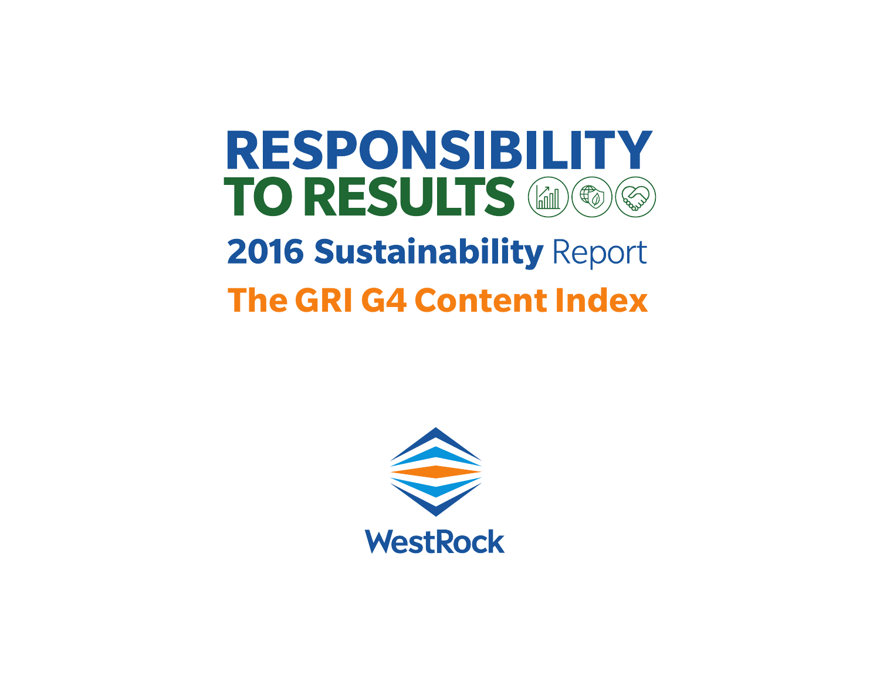# RESPONSIBILITY TO RESULTS

## 2016 Sustainability Report

## The GRI G4 Content Index

WestRock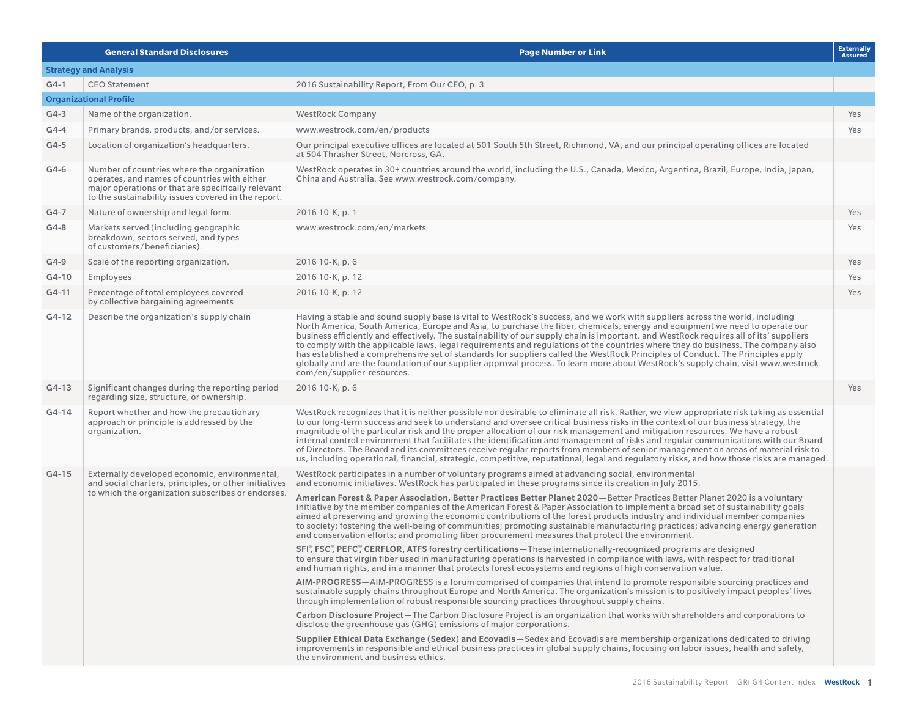| General Standard Disclosures | | Page Number or Link | Externally Assured |
|---|---|---|---|
| **Strategy and Analysis** | | | |
| G4-1 | CEO Statement | 2016 Sustainability Report, From Our CEO, p. 3 | |
| **Organizational Profile** | | | |
| G4-3 | Name of the organization. | WestRock Company | Yes |
| G4-4 | Primary brands, products, and/or services. | www.westrock.com/en/products | Yes |
| G4-5 | Location of organization's headquarters. | Our principal executive offices are located at 501 South 5th Street, Richmond, VA, and our principal operating offices are located at 504 Thrasher Street, Norcross, GA. | |
| G4-6 | Number of countries where the organization operates, and names of countries with either major operations or that are specifically relevant to the sustainability issues covered in the report. | WestRock operates in 30+ countries around the world, including the U.S., Canada, Mexico, Argentina, Brazil, Europe, India, Japan, China and Australia. See www.westrock.com/company. | |
| G4-7 | Nature of ownership and legal form. | 2016 10-K, p. 1 | Yes |
| G4-8 | Markets served (including geographic breakdown, sectors served, and types of customers/beneficiaries). | www.westrock.com/en/markets | Yes |
| G4-9 | Scale of the reporting organization. | 2016 10-K, p. 6 | Yes |
| G4-10 | Employees | 2016 10-K, p. 12 | Yes |
| G4-11 | Percentage of total employees covered by collective bargaining agreements | 2016 10-K, p. 12 | Yes |
| G4-12 | Describe the organization's supply chain | Having a stable and sound supply base is vital to WestRock's success, and we work with suppliers across the world, including North America, South America, Europe and Asia, to purchase the fiber, chemicals, energy and equipment we need to operate our business efficiently and effectively. The sustainability of our supply chain is important, and WestRock requires all of its' suppliers to comply with the applicable laws, legal requirements and regulations of the countries where they do business. The company also has established a comprehensive set of standards for suppliers called the WestRock Principles of Conduct. The Principles apply globally and are the foundation of our supplier approval process. To learn more about WestRock's supply chain, visit www.westrock.com/en/supplier-resources. | |
| G4-13 | Significant changes during the reporting period regarding size, structure, or ownership. | 2016 10-K, p. 6 | Yes |
| G4-14 | Report whether and how the precautionary approach or principle is addressed by the organization. | WestRock recognizes that it is neither possible nor desirable to eliminate all risk. Rather, we view appropriate risk taking as essential to our long-term success and seek to understand and oversee critical business risks in the context of our business strategy, the magnitude of the particular risk and the proper allocation of our risk management and mitigation resources. We have a robust internal control environment that facilitates the identification and management of risks and regular communications with our Board of Directors. The Board and its committees receive regular reports from members of senior management on areas of material risk to us, including operational, financial, strategic, competitive, reputational, legal and regulatory risks, and how those risks are managed. | |
| G4-15 | Externally developed economic, environmental, and social charters, principles, or other initiatives to which the organization subscribes or endorses. | WestRock participates in a number of voluntary programs aimed at advancing social, environmental and economic initiatives. WestRock has participated in these programs since its creation in July 2015.<br><br>**American Forest & Paper Association, Better Practices Better Planet 2020**—Better Practices Better Planet 2020 is a voluntary initiative by the member companies of the American Forest & Paper Association to implement a broad set of sustainability goals aimed at preserving and growing the economic contributions of the forest products industry and individual member companies to society; fostering the well-being of communities; promoting sustainable manufacturing practices; advancing energy generation and conservation efforts; and promoting fiber procurement measures that protect the environment.<br><br>**SFI®, FSC™, PEFC™, CERFLOR, ATFS forestry certifications**—These internationally-recognized programs are designed to ensure that virgin fiber used in manufacturing operations is harvested in compliance with laws, with respect for traditional and human rights, and in a manner that protects forest ecosystems and regions of high conservation value.<br><br>**AIM-PROGRESS**—AIM-PROGRESS is a forum comprised of companies that intend to promote responsible sourcing practices and sustainable supply chains throughout Europe and North America. The organization's mission is to positively impact peoples' lives through implementation of robust responsible sourcing practices throughout supply chains.<br><br>**Carbon Disclosure Project**—The Carbon Disclosure Project is an organization that works with shareholders and corporations to disclose the greenhouse gas (GHG) emissions of major corporations.<br><br>**Supplier Ethical Data Exchange (Sedex) and Ecovadis**—Sedex and Ecovadis are membership organizations dedicated to driving improvements in responsible and ethical business practices in global supply chains, focusing on labor issues, health and safety, the environment and business ethics. | |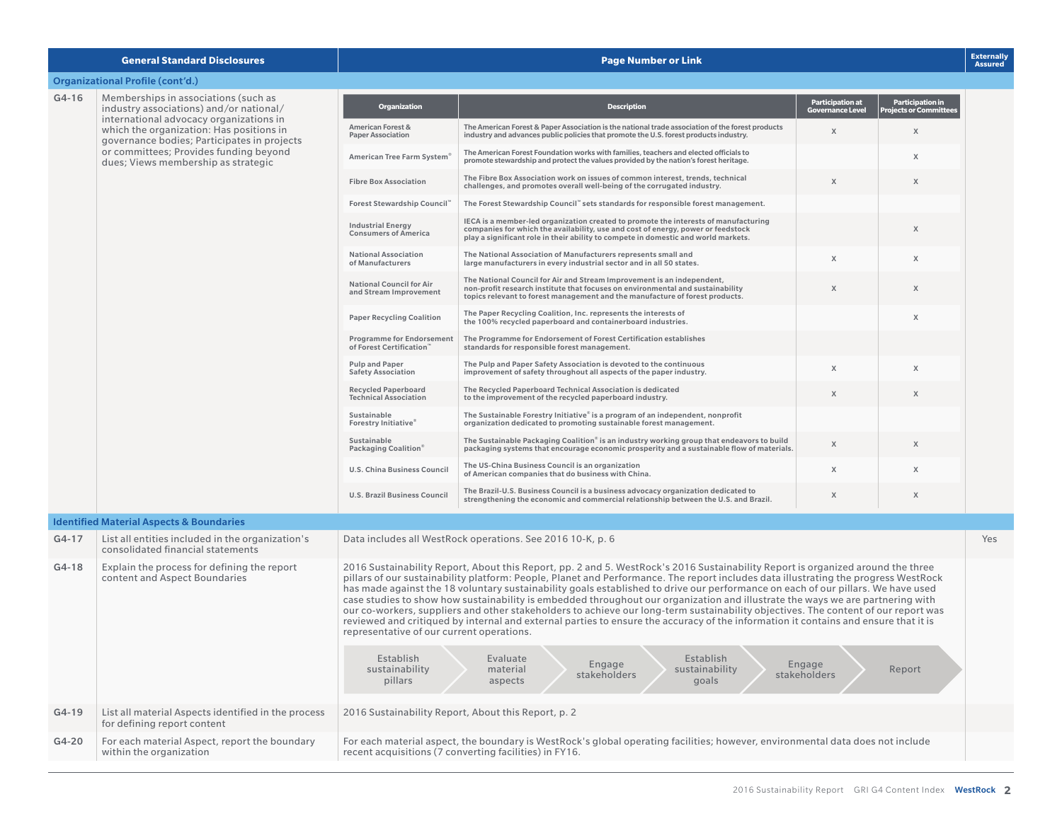| General Standard Disclosures | | Page Number or Link | Externally Assured |
|---|---|---|---|
| **Organizational Profile (cont'd.)** | | | |
| G4-16 | Memberships in associations (such as industry associations) and/or national/international advocacy organizations in which the organization: Has positions in governance bodies; Participates in projects or committees; Provides funding beyond dues; Views membership as strategic | See table below | |

| Organization | Description | Participation at Governance Level | Participation in Projects or Committees |
|---|---|---|---|
| American Forest & Paper Association | The American Forest & Paper Association is the national trade association of the forest products industry and advances public policies that promote the U.S. forest products industry. | X | X |
| American Tree Farm System® | The American Forest Foundation works with families, teachers and elected officials to promote stewardship and protect the values provided by the nation's forest heritage. | | X |
| Fibre Box Association | The Fibre Box Association work on issues of common interest, trends, technical challenges, and promotes overall well-being of the corrugated industry. | X | X |
| Forest Stewardship Council™ | The Forest Stewardship Council™ sets standards for responsible forest management. | | |
| Industrial Energy Consumers of America | IECA is a member-led organization created to promote the interests of manufacturing companies for which the availability, use and cost of energy, power or feedstock play a significant role in their ability to compete in domestic and world markets. | | X |
| National Association of Manufacturers | The National Association of Manufacturers represents small and large manufacturers in every industrial sector and in all 50 states. | X | X |
| National Council for Air and Stream Improvement | The National Council for Air and Stream Improvement is an independent, non-profit research institute that focuses on environmental and sustainability topics relevant to forest management and the manufacture of forest products. | X | X |
| Paper Recycling Coalition | The Paper Recycling Coalition, Inc. represents the interests of the 100% recycled paperboard and containerboard industries. | | X |
| Programme for Endorsement of Forest Certification™ | The Programme for Endorsement of Forest Certification establishes standards for responsible forest management. | | |
| Pulp and Paper Safety Association | The Pulp and Paper Safety Association is devoted to the continuous improvement of safety throughout all aspects of the paper industry. | X | X |
| Recycled Paperboard Technical Association | The Recycled Paperboard Technical Association is dedicated to the improvement of the recycled paperboard industry. | X | X |
| Sustainable Forestry Initiative® | The Sustainable Forestry Initiative® is a program of an independent, nonprofit organization dedicated to promoting sustainable forest management. | | |
| Sustainable Packaging Coalition® | The Sustainable Packaging Coalition® is an industry working group that endeavors to build packaging systems that encourage economic prosperity and a sustainable flow of materials. | X | X |
| U.S. China Business Council | The US-China Business Council is an organization of American companies that do business with China. | X | X |
| U.S. Brazil Business Council | The Brazil-U.S. Business Council is a business advocacy organization dedicated to strengthening the economic and commercial relationship between the U.S. and Brazil. | X | X |

| General Standard Disclosures | | Page Number or Link | Externally Assured |
|---|---|---|---|
| **Identified Material Aspects & Boundaries** | | | |
| G4-17 | List all entities included in the organization's consolidated financial statements | Data includes all WestRock operations. See 2016 10-K, p. 6 | Yes |
| G4-18 | Explain the process for defining the report content and Aspect Boundaries | 2016 Sustainability Report, About this Report, pp. 2 and 5. WestRock's 2016 Sustainability Report is organized around the three pillars of our sustainability platform: People, Planet and Performance. The report includes data illustrating the progress WestRock has made against the 18 voluntary sustainability goals established to drive our performance on each of our pillars. We have used case studies to show how sustainability is embedded throughout our organization and illustrate the ways we are partnering with our co-workers, suppliers and other stakeholders to achieve our long-term sustainability objectives. The content of our report was reviewed and critiqued by internal and external parties to ensure the accuracy of the information it contains and ensure that it is representative of our current operations. Establish sustainability pillars → Evaluate material aspects → Engage stakeholders → Establish sustainability goals → Engage stakeholders → Report | |
| G4-19 | List all material Aspects identified in the process for defining report content | 2016 Sustainability Report, About this Report, p. 2 | |
| G4-20 | For each material Aspect, report the boundary within the organization | For each material aspect, the boundary is WestRock's global operating facilities; however, environmental data does not include recent acquisitions (7 converting facilities) in FY16. | |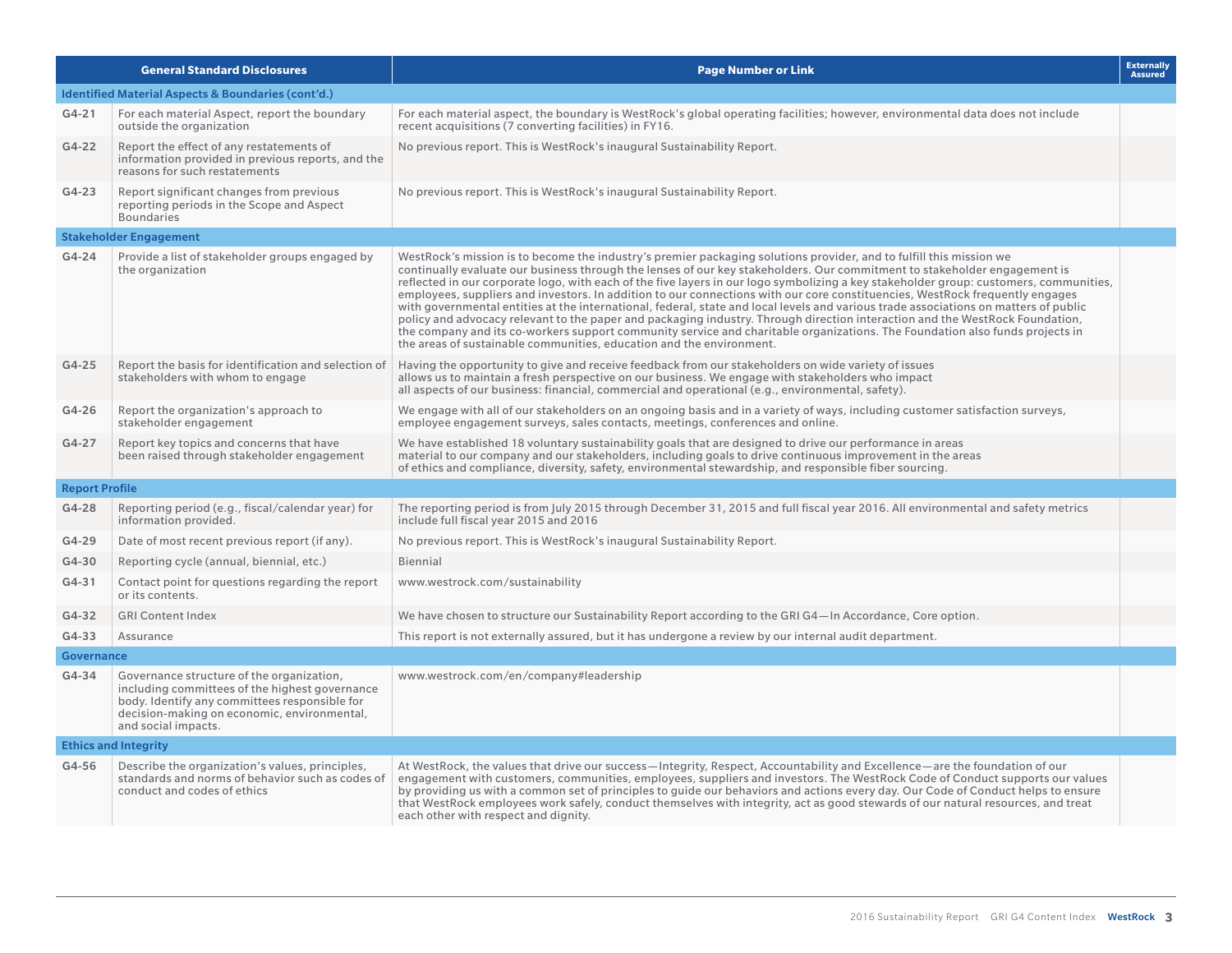| General Standard Disclosures | | Page Number or Link | Externally Assured |
|---|---|---|---|
| **Identified Material Aspects & Boundaries (cont'd.)** | | | |
| G4-21 | For each material Aspect, report the boundary outside the organization | For each material aspect, the boundary is WestRock's global operating facilities; however, environmental data does not include recent acquisitions (7 converting facilities) in FY16. | |
| G4-22 | Report the effect of any restatements of information provided in previous reports, and the reasons for such restatements | No previous report. This is WestRock's inaugural Sustainability Report. | |
| G4-23 | Report significant changes from previous reporting periods in the Scope and Aspect Boundaries | No previous report. This is WestRock's inaugural Sustainability Report. | |
| **Stakeholder Engagement** | | | |
| G4-24 | Provide a list of stakeholder groups engaged by the organization | WestRock's mission is to become the industry's premier packaging solutions provider, and to fulfill this mission we continually evaluate our business through the lenses of our key stakeholders. Our commitment to stakeholder engagement is reflected in our corporate logo, with each of the five layers in our logo symbolizing a key stakeholder group: customers, communities, employees, suppliers and investors. In addition to our connections with our core constituencies, WestRock frequently engages with governmental entities at the international, federal, state and local levels and various trade associations on matters of public policy and advocacy relevant to the paper and packaging industry. Through direction interaction and the WestRock Foundation, the company and its co-workers support community service and charitable organizations. The Foundation also funds projects in the areas of sustainable communities, education and the environment. | |
| G4-25 | Report the basis for identification and selection of stakeholders with whom to engage | Having the opportunity to give and receive feedback from our stakeholders on wide variety of issues allows us to maintain a fresh perspective on our business. We engage with stakeholders who impact all aspects of our business: financial, commercial and operational (e.g., environmental, safety). | |
| G4-26 | Report the organization's approach to stakeholder engagement | We engage with all of our stakeholders on an ongoing basis and in a variety of ways, including customer satisfaction surveys, employee engagement surveys, sales contacts, meetings, conferences and online. | |
| G4-27 | Report key topics and concerns that have been raised through stakeholder engagement | We have established 18 voluntary sustainability goals that are designed to drive our performance in areas material to our company and our stakeholders, including goals to drive continuous improvement in the areas of ethics and compliance, diversity, safety, environmental stewardship, and responsible fiber sourcing. | |
| **Report Profile** | | | |
| G4-28 | Reporting period (e.g., fiscal/calendar year) for information provided. | The reporting period is from July 2015 through December 31, 2015 and full fiscal year 2016. All environmental and safety metrics include full fiscal year 2015 and 2016 | |
| G4-29 | Date of most recent previous report (if any). | No previous report. This is WestRock's inaugural Sustainability Report. | |
| G4-30 | Reporting cycle (annual, biennial, etc.) | Biennial | |
| G4-31 | Contact point for questions regarding the report or its contents. | www.westrock.com/sustainability | |
| G4-32 | GRI Content Index | We have chosen to structure our Sustainability Report according to the GRI G4—In Accordance, Core option. | |
| G4-33 | Assurance | This report is not externally assured, but it has undergone a review by our internal audit department. | |
| **Governance** | | | |
| G4-34 | Governance structure of the organization, including committees of the highest governance body. Identify any committees responsible for decision-making on economic, environmental, and social impacts. | www.westrock.com/en/company#leadership | |
| **Ethics and Integrity** | | | |
| G4-56 | Describe the organization's values, principles, standards and norms of behavior such as codes of conduct and codes of ethics | At WestRock, the values that drive our success—Integrity, Respect, Accountability and Excellence—are the foundation of our engagement with customers, communities, employees, suppliers and investors. The WestRock Code of Conduct supports our values by providing us with a common set of principles to guide our behaviors and actions every day. Our Code of Conduct helps to ensure that WestRock employees work safely, conduct themselves with integrity, act as good stewards of our natural resources, and treat each other with respect and dignity. | |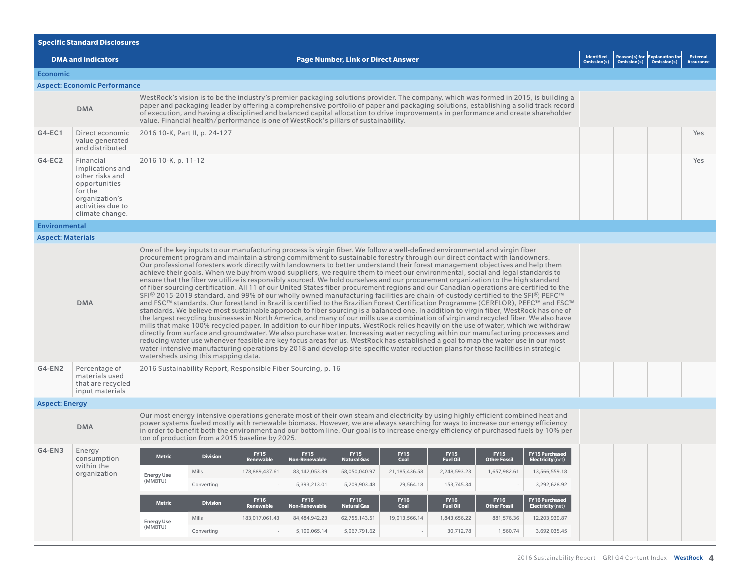## Specific Standard Disclosures

| DMA and Indicators | | Page Number, Link or Direct Answer | Identified Omission(s) | Reason(s) for Omission(s) | Explanation for Omission(s) | External Assurance |
|---|---|---|---|---|---|---|
| **Economic** | | | | | | |
| **Aspect: Economic Performance** | | | | | | |
| DMA | | WestRock's vision is to be the industry's premier packaging solutions provider. The company, which was formed in 2015, is building a paper and packaging leader by offering a comprehensive portfolio of paper and packaging solutions, establishing a solid track record of execution, and having a disciplined and balanced capital allocation to drive improvements in performance and create shareholder value. Financial health/performance is one of WestRock's pillars of sustainability. | | | | |
| G4-EC1 | Direct economic value generated and distributed | 2016 10-K, Part II, p. 24-127 | | | | Yes |
| G4-EC2 | Financial Implications and other risks and opportunities for the organization's activities due to climate change. | 2016 10-K, p. 11-12 | | | | Yes |
| **Environmental** | | | | | | |
| **Aspect: Materials** | | | | | | |
| DMA | | One of the key inputs to our manufacturing process is virgin fiber. We follow a well-defined environmental and virgin fiber procurement program and maintain a strong commitment to sustainable forestry through our direct contact with landowners. Our professional foresters work directly with landowners to better understand their forest management objectives and help them achieve their goals. When we buy from wood suppliers, we require them to meet our environmental, social and legal standards to ensure that the fiber we utilize is responsibly sourced. We hold ourselves and our procurement organization to the high standard of fiber sourcing certification. All 11 of our United States fiber procurement regions and our Canadian operations are certified to the SFI® 2015-2019 standard, and 99% of our wholly owned manufacturing facilities are chain-of-custody certified to the SFI®, PEFC™ and FSC™ standards. Our forestland in Brazil is certified to the Brazilian Forest Certification Programme (CERFLOR), PEFC™ and FSC™ standards. We believe most sustainable approach to fiber sourcing is a balanced one. In addition to virgin fiber, WestRock has one of the largest recycling businesses in North America, and many of our mills use a combination of virgin and recycled fiber. We also have mills that make 100% recycled paper. In addition to our fiber inputs, WestRock relies heavily on the use of water, which we withdraw directly from surface and groundwater. We also purchase water. Increasing water recycling within our manufacturing processes and reducing water use whenever feasible are key focus areas for us. WestRock has established a goal to map the water use in our most water-intensive manufacturing operations by 2018 and develop site-specific water reduction plans for those facilities in strategic watersheds using this mapping data. | | | | |
| G4-EN2 | Percentage of materials used that are recycled input materials | 2016 Sustainability Report, Responsible Fiber Sourcing, p. 16 | | | | |
| **Aspect: Energy** | | | | | | |
| DMA | | Our most energy intensive operations generate most of their own steam and electricity by using highly efficient combined heat and power systems fueled mostly with renewable biomass. However, we are always searching for ways to increase our energy efficiency in order to benefit both the environment and our bottom line. Our goal is to increase energy efficiency of purchased fuels by 10% per ton of production from a 2015 baseline by 2025. | | | | |
| G4-EN3 | Energy consumption within the organization | (see tables below) | | | | |

| Metric | Division | FY15 Renewable | FY15 Non-Renewable | FY15 Natural Gas | FY15 Coal | FY15 Fuel Oil | FY15 Other Fossil | FY15 Purchased Electricity (net) |
|---|---|---|---|---|---|---|---|---|
| Energy Use (MMBTU) | Mills | 178,889,437.61 | 83,142,053.39 | 58,050,040.97 | 21,185,436.58 | 2,248,593.23 | 1,657,982.61 | 13,566,559.18 |
| | Converting | - | 5,393,213.01 | 5,209,903.48 | 29,564.18 | 153,745.34 | - | 3,292,628.92 |

| Metric | Division | FY16 Renewable | FY16 Non-Renewable | FY16 Natural Gas | FY16 Coal | FY16 Fuel Oil | FY16 Other Fossil | FY16 Purchased Electricity (net) |
|---|---|---|---|---|---|---|---|---|
| Energy Use (MMBTU) | Mills | 183,017,061.43 | 84,484,942.23 | 62,755,143.51 | 19,013,566.14 | 1,843,656.22 | 881,576.36 | 12,203,939.87 |
| | Converting | - | 5,100,065.14 | 5,067,791.62 | - | 30,712.78 | 1,560.74 | 3,692,035.45 |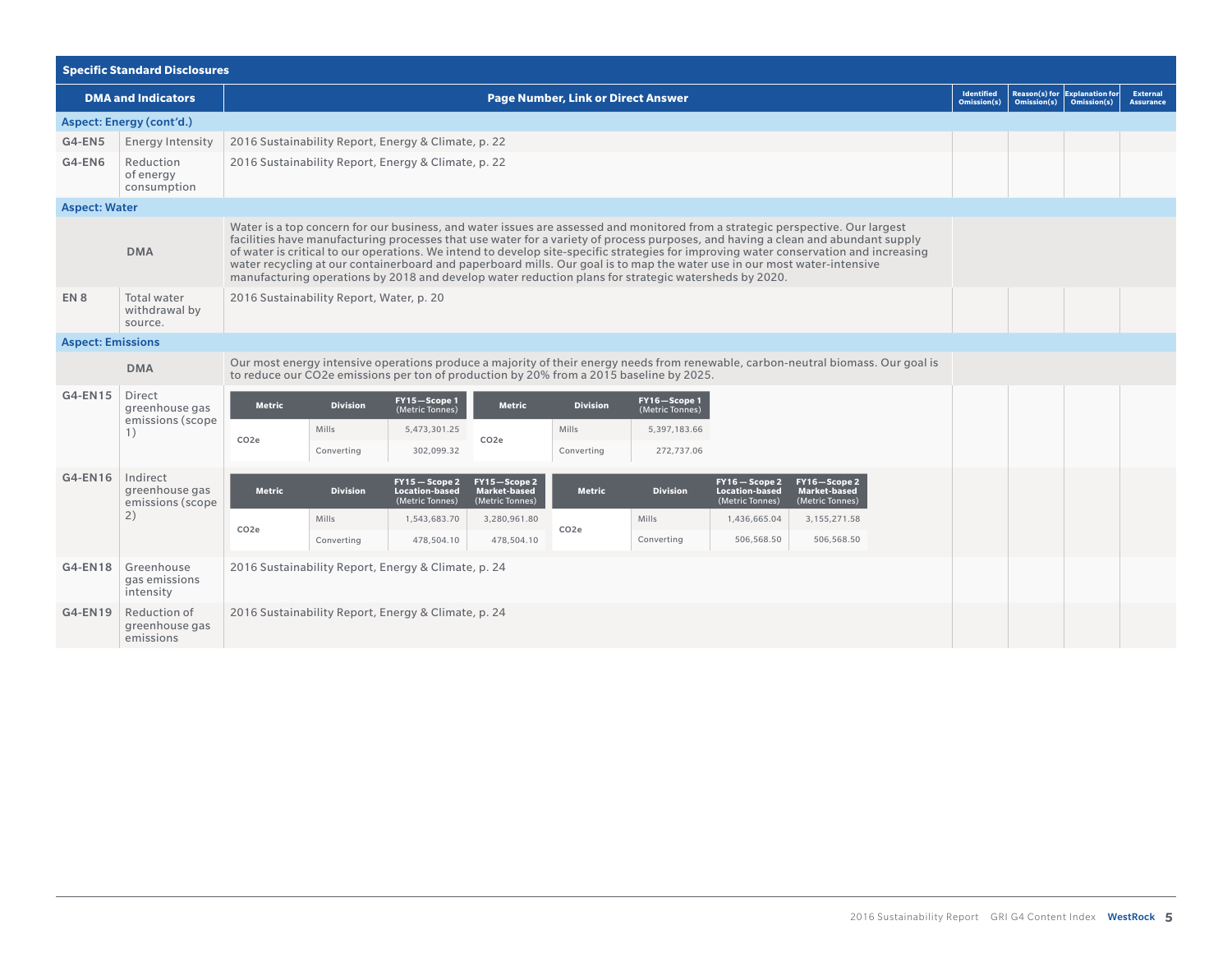## Specific Standard Disclosures

| DMA and Indicators | | Page Number, Link or Direct Answer | Identified Omission(s) | Reason(s) for Omission(s) | Explanation for Omission(s) | External Assurance |
|---|---|---|---|---|---|---|
| **Aspect: Energy (cont'd.)** | | | | | | |
| G4-EN5 | Energy Intensity | 2016 Sustainability Report, Energy & Climate, p. 22 | | | | |
| G4-EN6 | Reduction of energy consumption | 2016 Sustainability Report, Energy & Climate, p. 22 | | | | |
| **Aspect: Water** | | | | | | |
| | DMA | Water is a top concern for our business, and water issues are assessed and monitored from a strategic perspective. Our largest facilities have manufacturing processes that use water for a variety of process purposes, and having a clean and abundant supply of water is critical to our operations. We intend to develop site-specific strategies for improving water conservation and increasing water recycling at our containerboard and paperboard mills. Our goal is to map the water use in our most water-intensive manufacturing operations by 2018 and develop water reduction plans for strategic watersheds by 2020. | | | | |
| EN 8 | Total water withdrawal by source. | 2016 Sustainability Report, Water, p. 20 | | | | |
| **Aspect: Emissions** | | | | | | |
| | DMA | Our most energy intensive operations produce a majority of their energy needs from renewable, carbon-neutral biomass. Our goal is to reduce our CO2e emissions per ton of production by 20% from a 2015 baseline by 2025. | | | | |
| G4-EN15 | Direct greenhouse gas emissions (scope 1) | See tables below | | | | |
| G4-EN16 | Indirect greenhouse gas emissions (scope 2) | See tables below | | | | |
| G4-EN18 | Greenhouse gas emissions intensity | 2016 Sustainability Report, Energy & Climate, p. 24 | | | | |
| G4-EN19 | Reduction of greenhouse gas emissions | 2016 Sustainability Report, Energy & Climate, p. 24 | | | | |

**G4-EN15 Direct greenhouse gas emissions (scope 1)**

| Metric | Division | FY15—Scope 1 (Metric Tonnes) |
|---|---|---|
| CO2e | Mills | 5,473,301.25 |
| | Converting | 302,099.32 |

| Metric | Division | FY16—Scope 1 (Metric Tonnes) |
|---|---|---|
| CO2e | Mills | 5,397,183.66 |
| | Converting | 272,737.06 |

**G4-EN16 Indirect greenhouse gas emissions (scope 2)**

| Metric | Division | FY15 — Scope 2 Location-based (Metric Tonnes) | FY15—Scope 2 Market-based (Metric Tonnes) |
|---|---|---|---|
| CO2e | Mills | 1,543,683.70 | 3,280,961.80 |
| | Converting | 478,504.10 | 478,504.10 |

| Metric | Division | FY16 — Scope 2 Location-based (Metric Tonnes) | FY16—Scope 2 Market-based (Metric Tonnes) |
|---|---|---|---|
| CO2e | Mills | 1,436,665.04 | 3,155,271.58 |
| | Converting | 506,568.50 | 506,568.50 |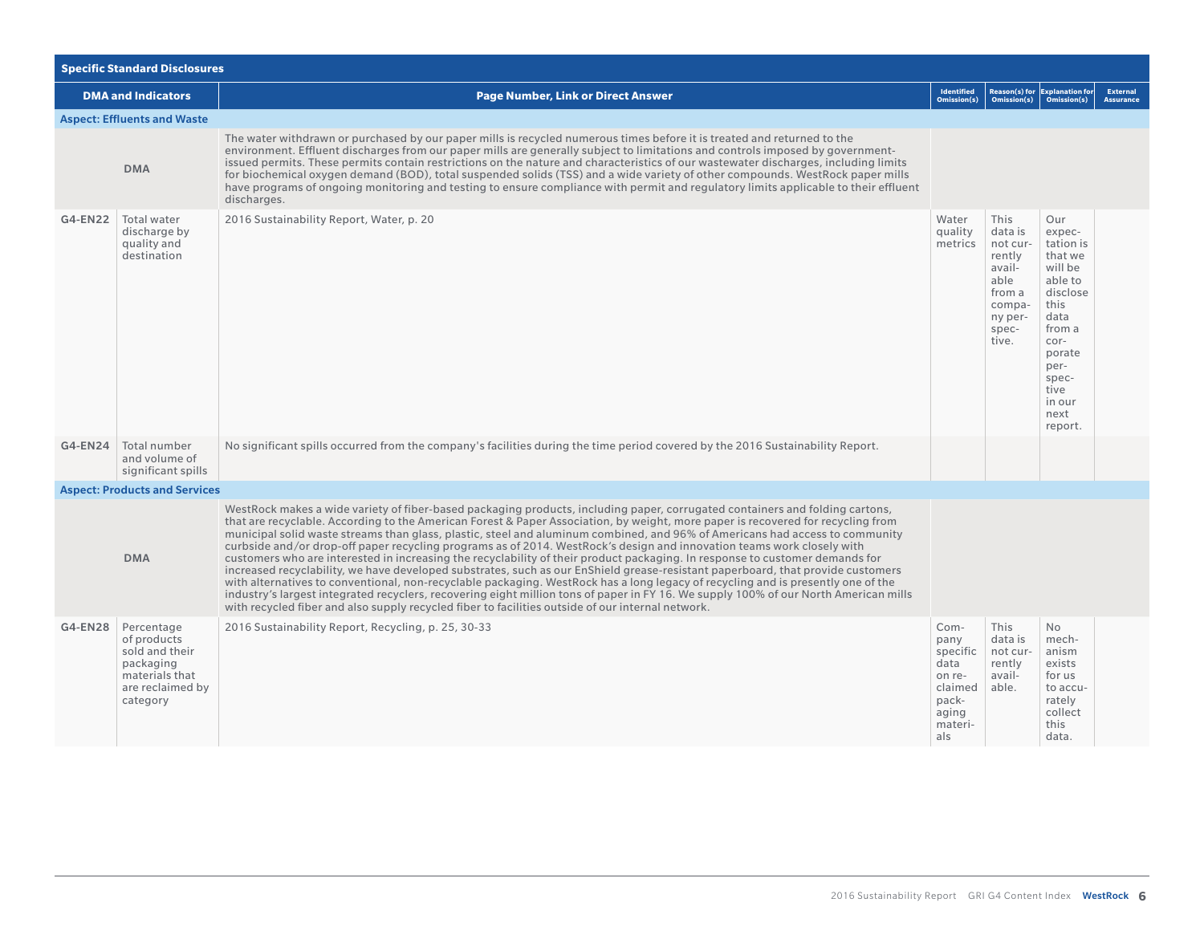| Specific Standard Disclosures | | | | | | |
|---|---|---|---|---|---|---|
| **DMA and Indicators** | | **Page Number, Link or Direct Answer** | **Identified Omission(s)** | **Reason(s) for Omission(s)** | **Explanation for Omission(s)** | **External Assurance** |
| **Aspect: Effluents and Waste** | | | | | | |
| DMA | | The water withdrawn or purchased by our paper mills is recycled numerous times before it is treated and returned to the environment. Effluent discharges from our paper mills are generally subject to limitations and controls imposed by government-issued permits. These permits contain restrictions on the nature and characteristics of our wastewater discharges, including limits for biochemical oxygen demand (BOD), total suspended solids (TSS) and a wide variety of other compounds. WestRock paper mills have programs of ongoing monitoring and testing to ensure compliance with permit and regulatory limits applicable to their effluent discharges. | | | | |
| G4-EN22 | Total water discharge by quality and destination | 2016 Sustainability Report, Water, p. 20 | Water quality metrics | This data is not currently available from a company perspective. | Our expectation is that we will be able to disclose this data from a corporate perspective in our next report. | |
| G4-EN24 | Total number and volume of significant spills | No significant spills occurred from the company's facilities during the time period covered by the 2016 Sustainability Report. | | | | |
| **Aspect: Products and Services** | | | | | | |
| DMA | | WestRock makes a wide variety of fiber-based packaging products, including paper, corrugated containers and folding cartons, that are recyclable. According to the American Forest & Paper Association, by weight, more paper is recovered for recycling from municipal solid waste streams than glass, plastic, steel and aluminum combined, and 96% of Americans had access to community curbside and/or drop-off paper recycling programs as of 2014. WestRock's design and innovation teams work closely with customers who are interested in increasing the recyclability of their product packaging. In response to customer demands for increased recyclability, we have developed substrates, such as our EnShield grease-resistant paperboard, that provide customers with alternatives to conventional, non-recyclable packaging. WestRock has a long legacy of recycling and is presently one of the industry's largest integrated recyclers, recovering eight million tons of paper in FY 16. We supply 100% of our North American mills with recycled fiber and also supply recycled fiber to facilities outside of our internal network. | | | | |
| G4-EN28 | Percentage of products sold and their packaging materials that are reclaimed by category | 2016 Sustainability Report, Recycling, p. 25, 30-33 | Company specific data on reclaimed packaging materials | This data is not currently available. | No mechanism exists for us to accurately collect this data. | |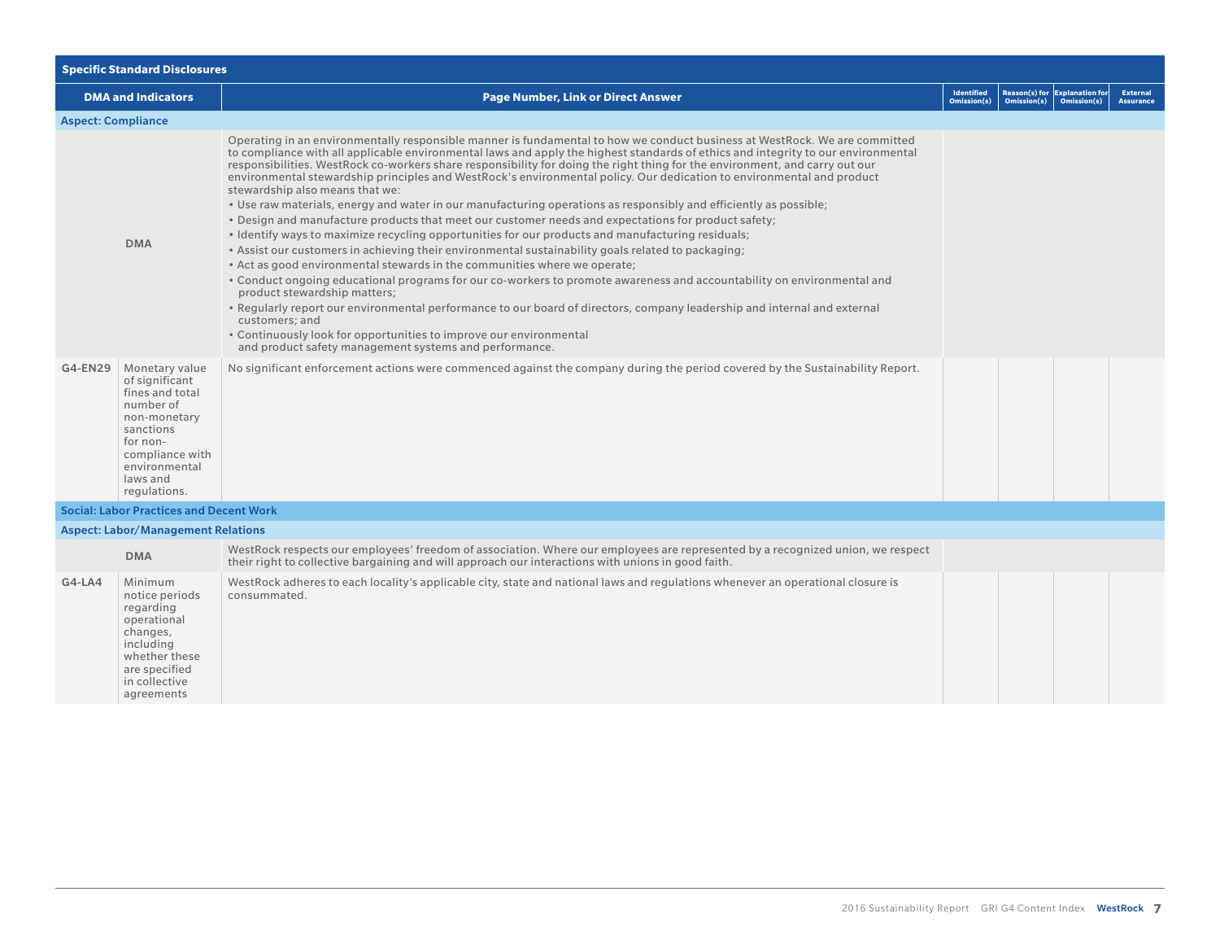| Specific Standard Disclosures | | | | | | |
|---|---|---|---|---|---|---|
| **DMA and Indicators** | | **Page Number, Link or Direct Answer** | **Identified Omission(s)** | **Reason(s) for Omission(s)** | **Explanation for Omission(s)** | **External Assurance** |
| **Aspect: Compliance** | | | | | | |
| DMA | | Operating in an environmentally responsible manner is fundamental to how we conduct business at WestRock. We are committed to compliance with all applicable environmental laws and apply the highest standards of ethics and integrity to our environmental responsibilities. WestRock co-workers share responsibility for doing the right thing for the environment, and carry out our environmental stewardship principles and WestRock's environmental policy. Our dedication to environmental and product stewardship also means that we:<br>• Use raw materials, energy and water in our manufacturing operations as responsibly and efficiently as possible;<br>• Design and manufacture products that meet our customer needs and expectations for product safety;<br>• Identify ways to maximize recycling opportunities for our products and manufacturing residuals;<br>• Assist our customers in achieving their environmental sustainability goals related to packaging;<br>• Act as good environmental stewards in the communities where we operate;<br>• Conduct ongoing educational programs for our co-workers to promote awareness and accountability on environmental and product stewardship matters;<br>• Regularly report our environmental performance to our board of directors, company leadership and internal and external customers; and<br>• Continuously look for opportunities to improve our environmental and product safety management systems and performance. | | | | |
| G4-EN29 | Monetary value of significant fines and total number of non-monetary sanctions for non-compliance with environmental laws and regulations. | No significant enforcement actions were commenced against the company during the period covered by the Sustainability Report. | | | | |
| **Social: Labor Practices and Decent Work** | | | | | | |
| **Aspect: Labor/Management Relations** | | | | | | |
| DMA | | WestRock respects our employees' freedom of association. Where our employees are represented by a recognized union, we respect their right to collective bargaining and will approach our interactions with unions in good faith. | | | | |
| G4-LA4 | Minimum notice periods regarding operational changes, including whether these are specified in collective agreements | WestRock adheres to each locality's applicable city, state and national laws and regulations whenever an operational closure is consummated. | | | | |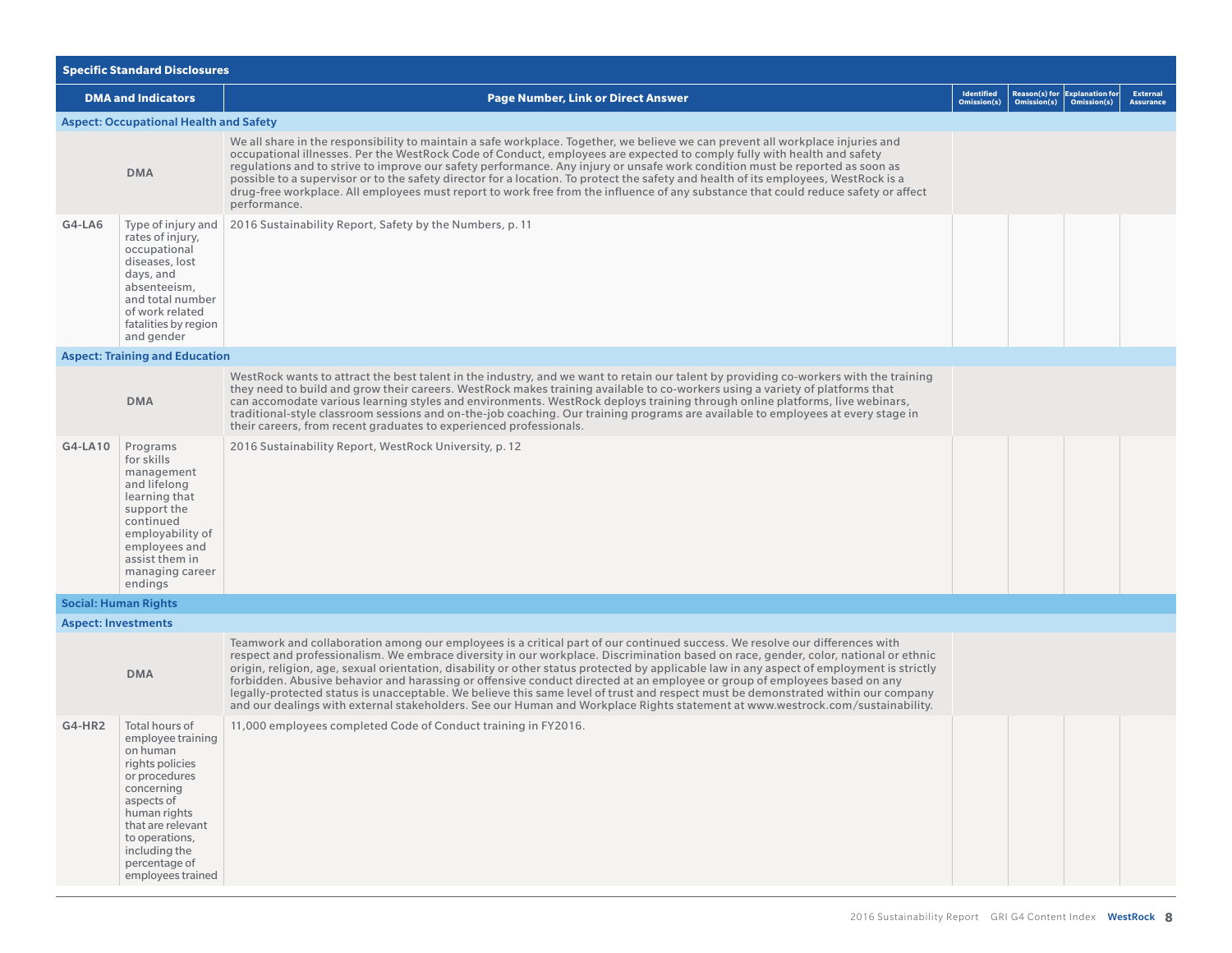| Specific Standard Disclosures | | | | | | |
|---|---|---|---|---|---|---|
| **DMA and Indicators** | | **Page Number, Link or Direct Answer** | **Identified Omission(s)** | **Reason(s) for Omission(s)** | **Explanation for Omission(s)** | **External Assurance** |
| **Aspect: Occupational Health and Safety** | | | | | | |
| DMA | | We all share in the responsibility to maintain a safe workplace. Together, we believe we can prevent all workplace injuries and occupational illnesses. Per the WestRock Code of Conduct, employees are expected to comply fully with health and safety regulations and to strive to improve our safety performance. Any injury or unsafe work condition must be reported as soon as possible to a supervisor or to the safety director for a location. To protect the safety and health of its employees, WestRock is a drug-free workplace. All employees must report to work free from the influence of any substance that could reduce safety or affect performance. | | | | |
| G4-LA6 | Type of injury and rates of injury, occupational diseases, lost days, and absenteeism, and total number of work related fatalities by region and gender | 2016 Sustainability Report, Safety by the Numbers, p. 11 | | | | |
| **Aspect: Training and Education** | | | | | | |
| DMA | | WestRock wants to attract the best talent in the industry, and we want to retain our talent by providing co-workers with the training they need to build and grow their careers. WestRock makes training available to co-workers using a variety of platforms that can accomodate various learning styles and environments. WestRock deploys training through online platforms, live webinars, traditional-style classroom sessions and on-the-job coaching. Our training programs are available to employees at every stage in their careers, from recent graduates to experienced professionals. | | | | |
| G4-LA10 | Programs for skills management and lifelong learning that support the continued employability of employees and assist them in managing career endings | 2016 Sustainability Report, WestRock University, p. 12 | | | | |
| **Social: Human Rights** | | | | | | |
| **Aspect: Investments** | | | | | | |
| DMA | | Teamwork and collaboration among our employees is a critical part of our continued success. We resolve our differences with respect and professionalism. We embrace diversity in our workplace. Discrimination based on race, gender, color, national or ethnic origin, religion, age, sexual orientation, disability or other status protected by applicable law in any aspect of employment is strictly forbidden. Abusive behavior and harassing or offensive conduct directed at an employee or group of employees based on any legally-protected status is unacceptable. We believe this same level of trust and respect must be demonstrated within our company and our dealings with external stakeholders. See our Human and Workplace Rights statement at www.westrock.com/sustainability. | | | | |
| G4-HR2 | Total hours of employee training on human rights policies or procedures concerning aspects of human rights that are relevant to operations, including the percentage of employees trained | 11,000 employees completed Code of Conduct training in FY2016. | | | | |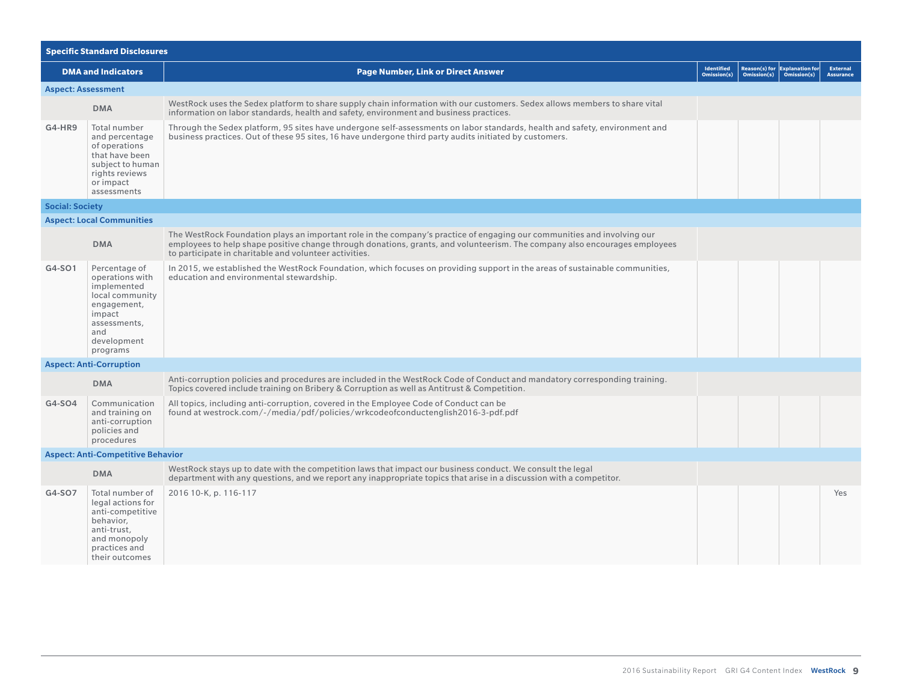| Specific Standard Disclosures | | | | | | |
|---|---|---|---|---|---|---|
| **DMA and Indicators** | | **Page Number, Link or Direct Answer** | **Identified Omission(s)** | **Reason(s) for Omission(s)** | **Explanation for Omission(s)** | **External Assurance** |
| **Aspect: Assessment** | | | | | | |
| | DMA | WestRock uses the Sedex platform to share supply chain information with our customers. Sedex allows members to share vital information on labor standards, health and safety, environment and business practices. | | | | |
| G4-HR9 | Total number and percentage of operations that have been subject to human rights reviews or impact assessments | Through the Sedex platform, 95 sites have undergone self-assessments on labor standards, health and safety, environment and business practices. Out of these 95 sites, 16 have undergone third party audits initiated by customers. | | | | |
| **Social: Society** | | | | | | |
| **Aspect: Local Communities** | | | | | | |
| | DMA | The WestRock Foundation plays an important role in the company's practice of engaging our communities and involving our employees to help shape positive change through donations, grants, and volunteerism. The company also encourages employees to participate in charitable and volunteer activities. | | | | |
| G4-SO1 | Percentage of operations with implemented local community engagement, impact assessments, and development programs | In 2015, we established the WestRock Foundation, which focuses on providing support in the areas of sustainable communities, education and environmental stewardship. | | | | |
| **Aspect: Anti-Corruption** | | | | | | |
| | DMA | Anti-corruption policies and procedures are included in the WestRock Code of Conduct and mandatory corresponding training. Topics covered include training on Bribery & Corruption as well as Antitrust & Competition. | | | | |
| G4-SO4 | Communication and training on anti-corruption policies and procedures | All topics, including anti-corruption, covered in the Employee Code of Conduct can be found at westrock.com/-/media/pdf/policies/wrkcodeofconductenglish2016-3-pdf.pdf | | | | |
| **Aspect: Anti-Competitive Behavior** | | | | | | |
| | DMA | WestRock stays up to date with the competition laws that impact our business conduct. We consult the legal department with any questions, and we report any inappropriate topics that arise in a discussion with a competitor. | | | | |
| G4-SO7 | Total number of legal actions for anti-competitive behavior, anti-trust, and monopoly practices and their outcomes | 2016 10-K, p. 116-117 | | | | Yes |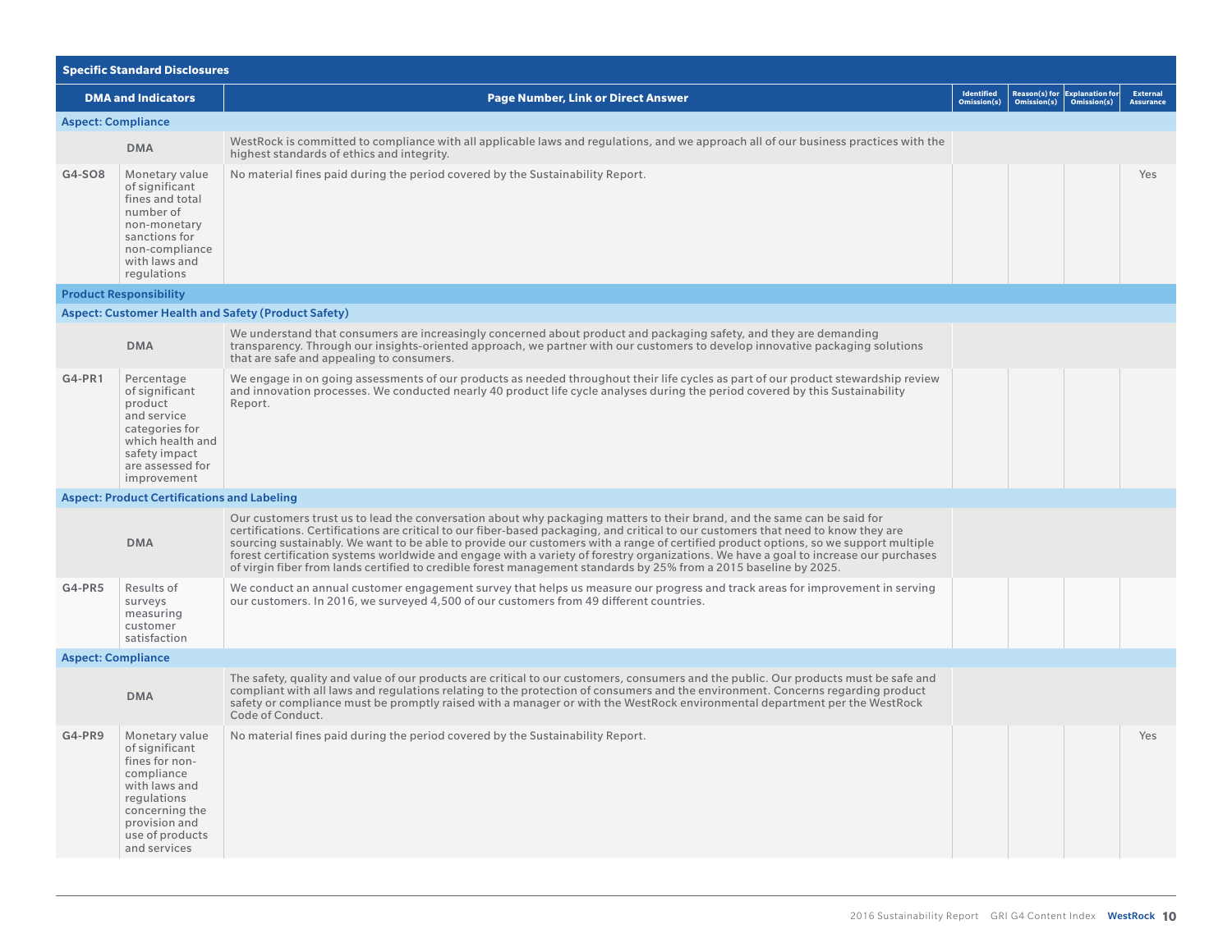| Specific Standard Disclosures | | | | | | |
|---|---|---|---|---|---|---|
| **DMA and Indicators** | | **Page Number, Link or Direct Answer** | **Identified Omission(s)** | **Reason(s) for Omission(s)** | **Explanation for Omission(s)** | **External Assurance** |
| **Aspect: Compliance** | | | | | | |
| | DMA | WestRock is committed to compliance with all applicable laws and regulations, and we approach all of our business practices with the highest standards of ethics and integrity. | | | | |
| G4-SO8 | Monetary value of significant fines and total number of non-monetary sanctions for non-compliance with laws and regulations | No material fines paid during the period covered by the Sustainability Report. | | | | Yes |
| **Product Responsibility** | | | | | | |
| **Aspect: Customer Health and Safety (Product Safety)** | | | | | | |
| | DMA | We understand that consumers are increasingly concerned about product and packaging safety, and they are demanding transparency. Through our insights-oriented approach, we partner with our customers to develop innovative packaging solutions that are safe and appealing to consumers. | | | | |
| G4-PR1 | Percentage of significant product and service categories for which health and safety impact are assessed for improvement | We engage in on going assessments of our products as needed throughout their life cycles as part of our product stewardship review and innovation processes. We conducted nearly 40 product life cycle analyses during the period covered by this Sustainability Report. | | | | |
| **Aspect: Product Certifications and Labeling** | | | | | | |
| | DMA | Our customers trust us to lead the conversation about why packaging matters to their brand, and the same can be said for certifications. Certifications are critical to our fiber-based packaging, and critical to our customers that need to know they are sourcing sustainably. We want to be able to provide our customers with a range of certified product options, so we support multiple forest certification systems worldwide and engage with a variety of forestry organizations. We have a goal to increase our purchases of virgin fiber from lands certified to credible forest management standards by 25% from a 2015 baseline by 2025. | | | | |
| G4-PR5 | Results of surveys measuring customer satisfaction | We conduct an annual customer engagement survey that helps us measure our progress and track areas for improvement in serving our customers. In 2016, we surveyed 4,500 of our customers from 49 different countries. | | | | |
| **Aspect: Compliance** | | | | | | |
| | DMA | The safety, quality and value of our products are critical to our customers, consumers and the public. Our products must be safe and compliant with all laws and regulations relating to the protection of consumers and the environment. Concerns regarding product safety or compliance must be promptly raised with a manager or with the WestRock environmental department per the WestRock Code of Conduct. | | | | |
| G4-PR9 | Monetary value of significant fines for non-compliance with laws and regulations concerning the provision and use of products and services | No material fines paid during the period covered by the Sustainability Report. | | | | Yes |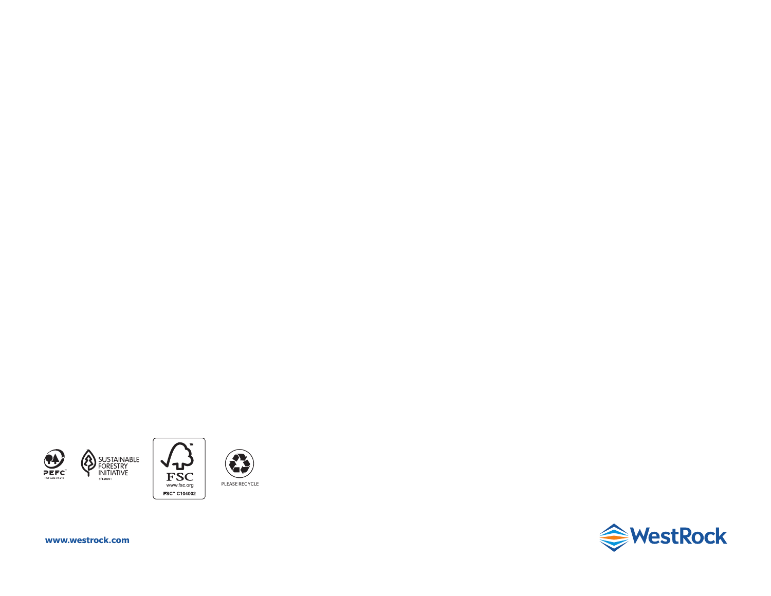PEFC

PEFC/29-31-216

SUSTAINABLE FORESTRY INITIATIVE

SFI-00061

FSC

www.fsc.org

FSC™ C104002

PLEASE RECYCLE

www.westrock.com

WestRock